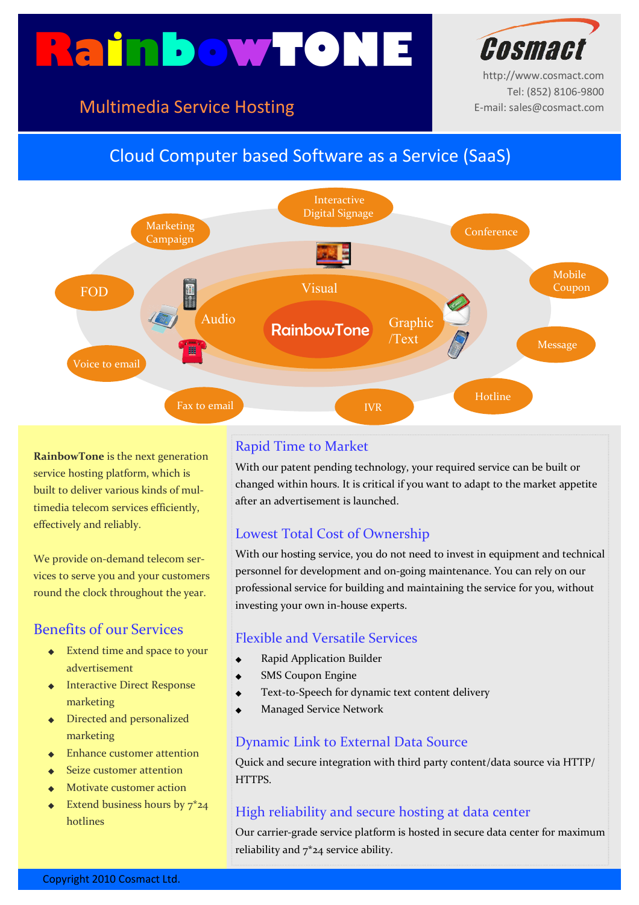# RainbowTONE

Multimedia Service Hosting

**Cosmact**

http://www.cosmact.com
Tel: (852) 8106-9800
E-mail: sales@cosmact.com

## Cloud Computer based Software as a Service (SaaS)

Interactive Digital Signage · Marketing Campaign · Conference · Mobile Coupon · FOD · Message · Voice to email · Hotline · Fax to email · IVR

Visual · Audio · Graphic /Text · RainbowTone

**RainbowTone** is the next generation service hosting platform, which is built to deliver various kinds of multimedia telecom services efficiently, effectively and reliably.

We provide on-demand telecom services to serve you and your customers round the clock throughout the year.

### Benefits of our Services

- Extend time and space to your advertisement
- Interactive Direct Response marketing
- Directed and personalized marketing
- Enhance customer attention
- Seize customer attention
- Motivate customer action
- Extend business hours by 7*24 hotlines

### Rapid Time to Market

With our patent pending technology, your required service can be built or changed within hours. It is critical if you want to adapt to the market appetite after an advertisement is launched.

### Lowest Total Cost of Ownership

With our hosting service, you do not need to invest in equipment and technical personnel for development and on-going maintenance. You can rely on our professional service for building and maintaining the service for you, without investing your own in-house experts.

### Flexible and Versatile Services

- Rapid Application Builder
- SMS Coupon Engine
- Text-to-Speech for dynamic text content delivery
- Managed Service Network

### Dynamic Link to External Data Source

Quick and secure integration with third party content/data source via HTTP/HTTPS.

### High reliability and secure hosting at data center

Our carrier-grade service platform is hosted in secure data center for maximum reliability and 7*24 service ability.

Copyright 2010 Cosmact Ltd.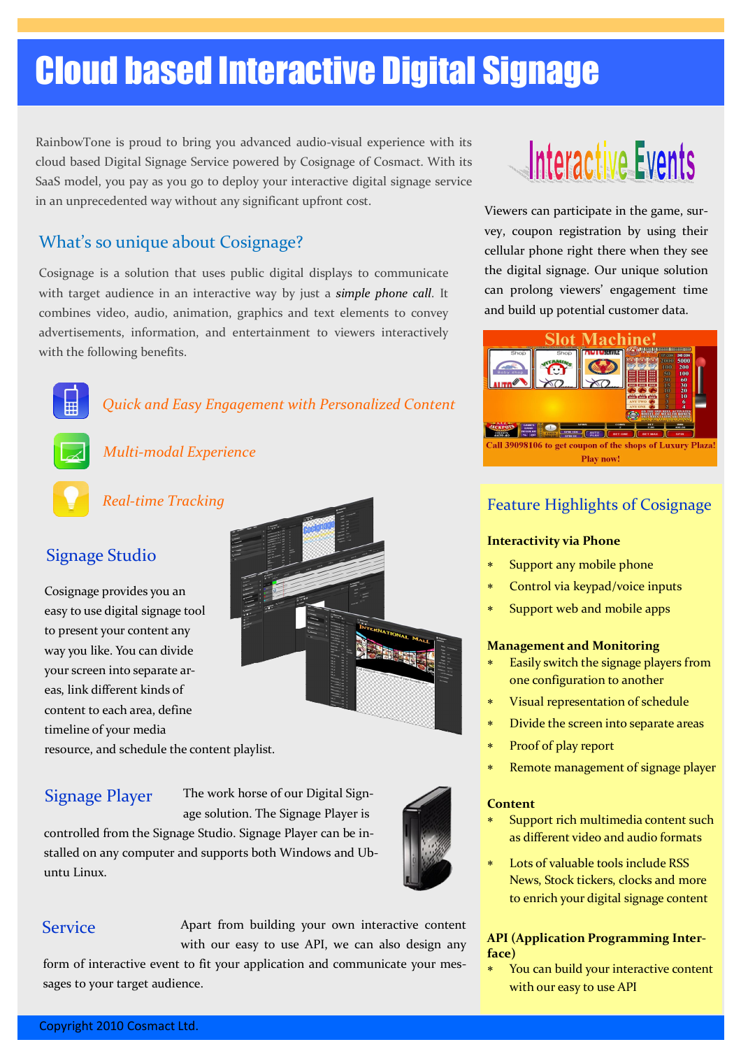# Cloud based Interactive Digital Signage

RainbowTone is proud to bring you advanced audio-visual experience with its cloud based Digital Signage Service powered by Cosignage of Cosmact. With its SaaS model, you pay as you go to deploy your interactive digital signage service in an unprecedented way without any significant upfront cost.

## What's so unique about Cosignage?

Cosignage is a solution that uses public digital displays to communicate with target audience in an interactive way by just a *simple phone call*. It combines video, audio, animation, graphics and text elements to convey advertisements, information, and entertainment to viewers interactively with the following benefits.

*Quick and Easy Engagement with Personalized Content*

*Multi-modal Experience*

*Real-time Tracking*

## Signage Studio

Cosignage provides you an easy to use digital signage tool to present your content any way you like. You can divide your screen into separate areas, link different kinds of content to each area, define timeline of your media resource, and schedule the content playlist.

## Signage Player

The work horse of our Digital Signage solution. The Signage Player is controlled from the Signage Studio. Signage Player can be installed on any computer and supports both Windows and Ubuntu Linux.

## Service

Apart from building your own interactive content with our easy to use API, we can also design any form of interactive event to fit your application and communicate your messages to your target audience.

## Interactive Events

Viewers can participate in the game, survey, coupon registration by using their cellular phone right there when they see the digital signage. Our unique solution can prolong viewers' engagement time and build up potential customer data.

Slot Machine!

Call 39098106 to get coupon of the shops of Luxury Plaza! Play now!

## Feature Highlights of Cosignage

**Interactivity via Phone**

* Support any mobile phone
* Control via keypad/voice inputs
* Support web and mobile apps

**Management and Monitoring**

* Easily switch the signage players from one configuration to another
* Visual representation of schedule
* Divide the screen into separate areas
* Proof of play report
* Remote management of signage player

**Content**

* Support rich multimedia content such as different video and audio formats
* Lots of valuable tools include RSS News, Stock tickers, clocks and more to enrich your digital signage content

**API (Application Programming Interface)**

* You can build your interactive content with our easy to use API

Copyright 2010 Cosmact Ltd.